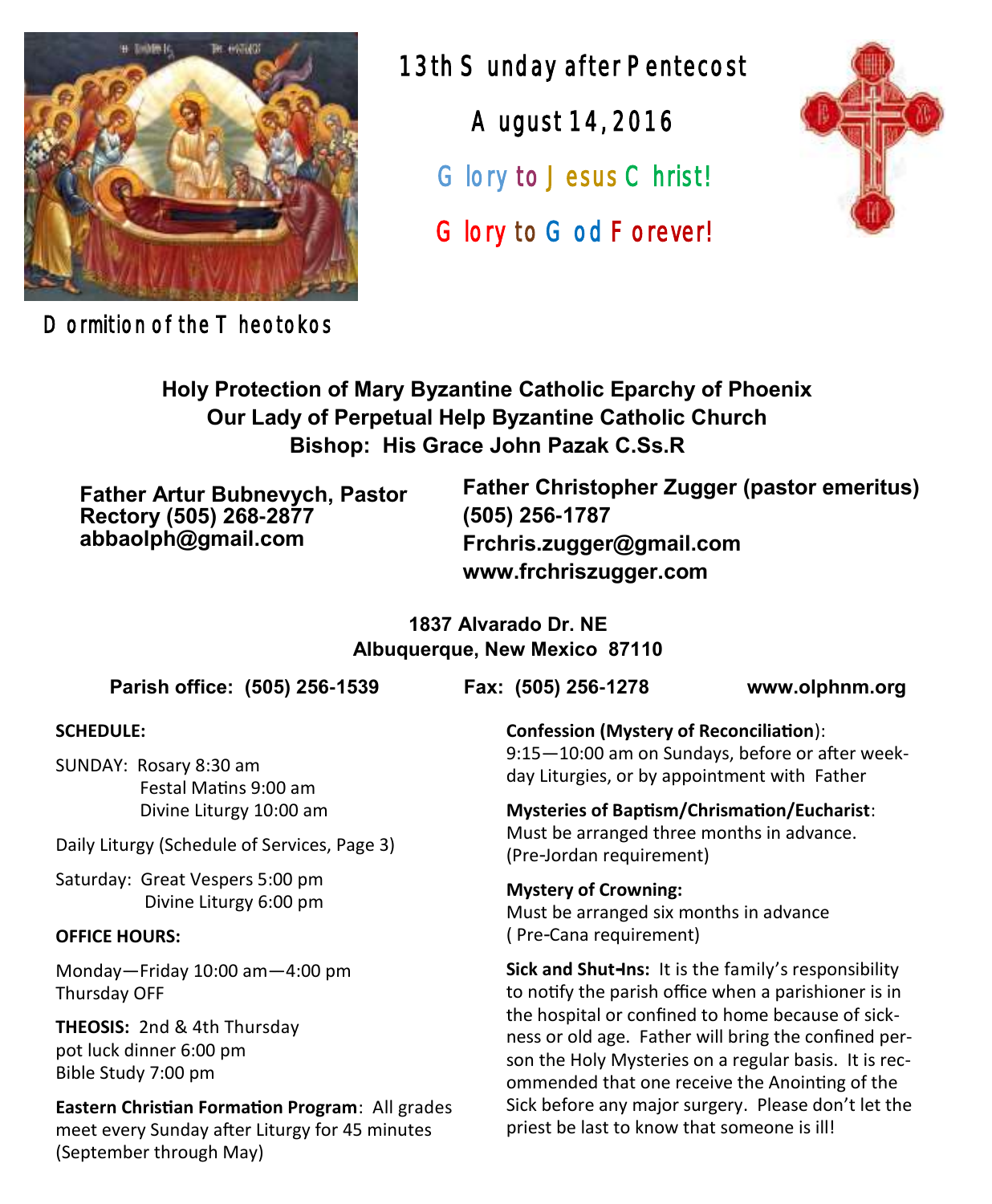# 13th Sunday after Pentecost

## August 14, 2016

**Glory to Jesus Christ!**

**Glory to God Forever!**

Dormition of the Theotokos

**Holy Protection of Mary Byzantine Catholic Eparchy of Phoenix**
**Our Lady of Perpetual Help Byzantine Catholic Church**
**Bishop: His Grace John Pazak C.Ss.R**

**Father Artur Bubnevych, Pastor**
**Rectory (505) 268-2877**
**abbaolph@gmail.com**

**Father Christopher Zugger (pastor emeritus)**
**(505) 256-1787**
**Frchris.zugger@gmail.com**
**www.frchriszugger.com**

**1837 Alvarado Dr. NE**
**Albuquerque, New Mexico 87110**

**Parish office: (505) 256-1539** **Fax: (505) 256-1278** **www.olphnm.org**

**SCHEDULE:**

SUNDAY: Rosary 8:30 am
Festal Matins 9:00 am
Divine Liturgy 10:00 am

Daily Liturgy (Schedule of Services, Page 3)

Saturday: Great Vespers 5:00 pm
Divine Liturgy 6:00 pm

**OFFICE HOURS:**

Monday—Friday 10:00 am—4:00 pm
Thursday OFF

**THEOSIS:** 2nd & 4th Thursday
pot luck dinner 6:00 pm
Bible Study 7:00 pm

**Eastern Christian Formation Program**: All grades meet every Sunday after Liturgy for 45 minutes (September through May)

**Confession (Mystery of Reconciliation)**:
9:15—10:00 am on Sundays, before or after weekday Liturgies, or by appointment with Father

**Mysteries of Baptism/Chrismation/Eucharist**:
Must be arranged three months in advance. (Pre-Jordan requirement)

**Mystery of Crowning:**
Must be arranged six months in advance
( Pre-Cana requirement)

**Sick and Shut-Ins:** It is the family's responsibility to notify the parish office when a parishioner is in the hospital or confined to home because of sickness or old age. Father will bring the confined person the Holy Mysteries on a regular basis. It is recommended that one receive the Anointing of the Sick before any major surgery. Please don't let the priest be last to know that someone is ill!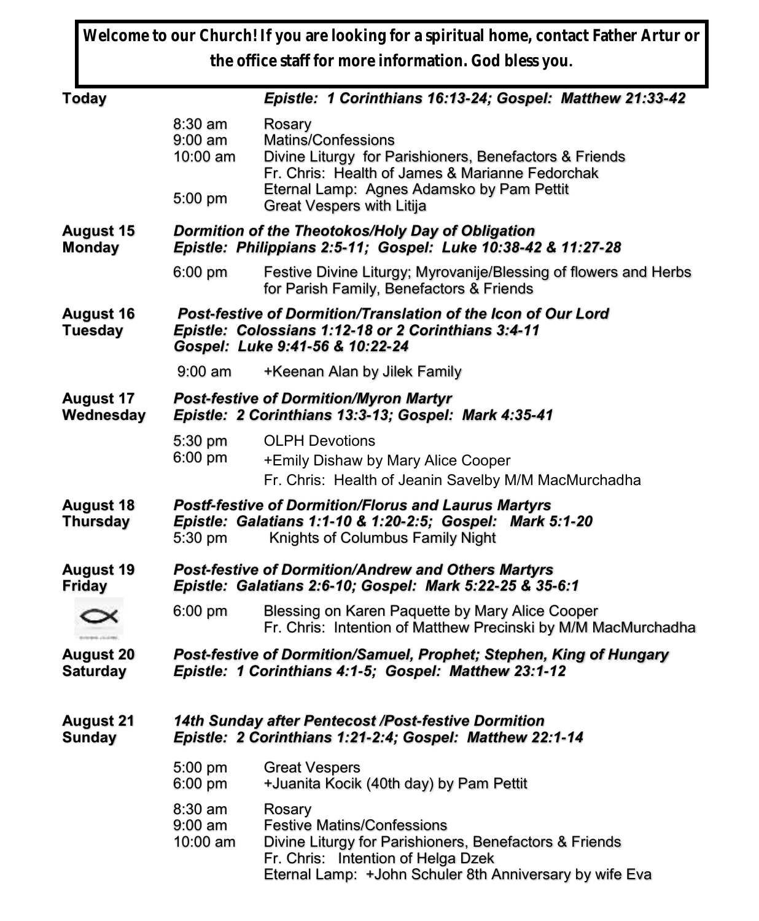**Welcome to our Church! If you are looking for a spiritual home, contact Father Artur or the office staff for more information. God bless you.**

**Today** — ***Epistle: 1 Corinthians 16:13-24; Gospel: Matthew 21:33-42***

| | |
|---|---|
| 8:30 am | Rosary |
| 9:00 am | Matins/Confessions |
| 10:00 am | Divine Liturgy for Parishioners, Benefactors & Friends<br>Fr. Chris: Health of James & Marianne Fedorchak<br>Eternal Lamp: Agnes Adamsko by Pam Pettit |
| 5:00 pm | Great Vespers with Litija |

**August 15 Monday** — ***Dormition of the Theotokos/Holy Day of Obligation***
***Epistle: Philippians 2:5-11; Gospel: Luke 10:38-42 & 11:27-28***

| | |
|---|---|
| 6:00 pm | Festive Divine Liturgy; Myrovanije/Blessing of flowers and Herbs for Parish Family, Benefactors & Friends |

**August 16 Tuesday** — ***Post-festive of Dormition/Translation of the Icon of Our Lord***
***Epistle: Colossians 1:12-18 or 2 Corinthians 3:4-11***
***Gospel: Luke 9:41-56 & 10:22-24***

| | |
|---|---|
| 9:00 am | +Keenan Alan by Jilek Family |

**August 17 Wednesday** — ***Post-festive of Dormition/Myron Martyr***
***Epistle: 2 Corinthians 13:3-13; Gospel: Mark 4:35-41***

| | |
|---|---|
| 5:30 pm | OLPH Devotions |
| 6:00 pm | +Emily Dishaw by Mary Alice Cooper<br>Fr. Chris: Health of Jeanin Savelby M/M MacMurchadha |

**August 18 Thursday** — ***Postf-festive of Dormition/Florus and Laurus Martyrs***
***Epistle: Galatians 1:1-10 & 1:20-2:5; Gospel: Mark 5:1-20***

| | |
|---|---|
| 5:30 pm | Knights of Columbus Family Night |

**August 19 Friday** — ***Post-festive of Dormition/Andrew and Others Martyrs***
***Epistle: Galatians 2:6-10; Gospel: Mark 5:22-25 & 35-6:1***

| | |
|---|---|
| 6:00 pm | Blessing on Karen Paquette by Mary Alice Cooper<br>Fr. Chris: Intention of Matthew Precinski by M/M MacMurchadha |

**August 20 Saturday** — ***Post-festive of Dormition/Samuel, Prophet; Stephen, King of Hungary***
***Epistle: 1 Corinthians 4:1-5; Gospel: Matthew 23:1-12***

**August 21 Sunday** — ***14th Sunday after Pentecost /Post-festive Dormition***
***Epistle: 2 Corinthians 1:21-2:4; Gospel: Matthew 22:1-14***

| | |
|---|---|
| 5:00 pm | Great Vespers |
| 6:00 pm | +Juanita Kocik (40th day) by Pam Pettit |
| 8:30 am | Rosary |
| 9:00 am | Festive Matins/Confessions |
| 10:00 am | Divine Liturgy for Parishioners, Benefactors & Friends<br>Fr. Chris: Intention of Helga Dzek<br>Eternal Lamp: +John Schuler 8th Anniversary by wife Eva |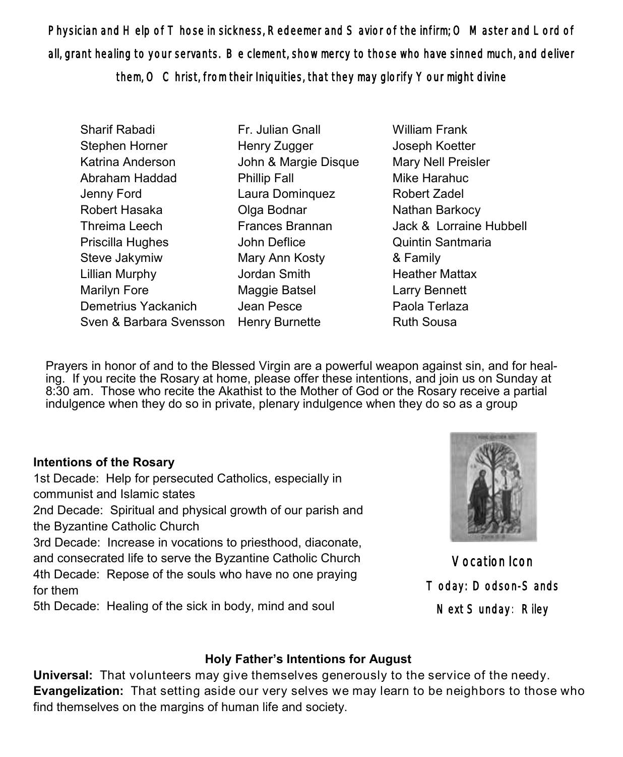**Physician and Help of Those in sickness, Redeemer and Savior of the infirm; O Master and Lord of all, grant healing to your servants. Be clement, show mercy to those who have sinned much, and deliver them, O Christ, from their Iniquities, that they may glorify Your might divine**

Sharif Rabadi
Stephen Horner
Katrina Anderson
Abraham Haddad
Jenny Ford
Robert Hasaka
Threima Leech
Priscilla Hughes
Steve Jakymiw
Lillian Murphy
Marilyn Fore
Demetrius Yackanich
Sven & Barbara Svensson
Fr. Julian Gnall
Henry Zugger
John & Margie Disque
Phillip Fall
Laura Dominquez
Olga Bodnar
Frances Brannan
John Deflice
Mary Ann Kosty
Jordan Smith
Maggie Batsel
Jean Pesce
Henry Burnette
William Frank
Joseph Koetter
Mary Nell Preisler
Mike Harahuc
Robert Zadel
Nathan Barkocy
Jack & Lorraine Hubbell
Quintin Santmaria & Family
Heather Mattax
Larry Bennett
Paola Terlaza
Ruth Sousa

Prayers in honor of and to the Blessed Virgin are a powerful weapon against sin, and for healing. If you recite the Rosary at home, please offer these intentions, and join us on Sunday at 8:30 am. Those who recite the Akathist to the Mother of God or the Rosary receive a partial indulgence when they do so in private, plenary indulgence when they do so as a group

**Intentions of the Rosary**

1st Decade: Help for persecuted Catholics, especially in communist and Islamic states
2nd Decade: Spiritual and physical growth of our parish and the Byzantine Catholic Church
3rd Decade: Increase in vocations to priesthood, diaconate, and consecrated life to serve the Byzantine Catholic Church
4th Decade: Repose of the souls who have no one praying for them
5th Decade: Healing of the sick in body, mind and soul

Vocation Icon
Today: Dodson-Sands
Next Sunday: Riley

**Holy Father's Intentions for August**

**Universal:** That volunteers may give themselves generously to the service of the needy.
**Evangelization:** That setting aside our very selves we may learn to be neighbors to those who find themselves on the margins of human life and society.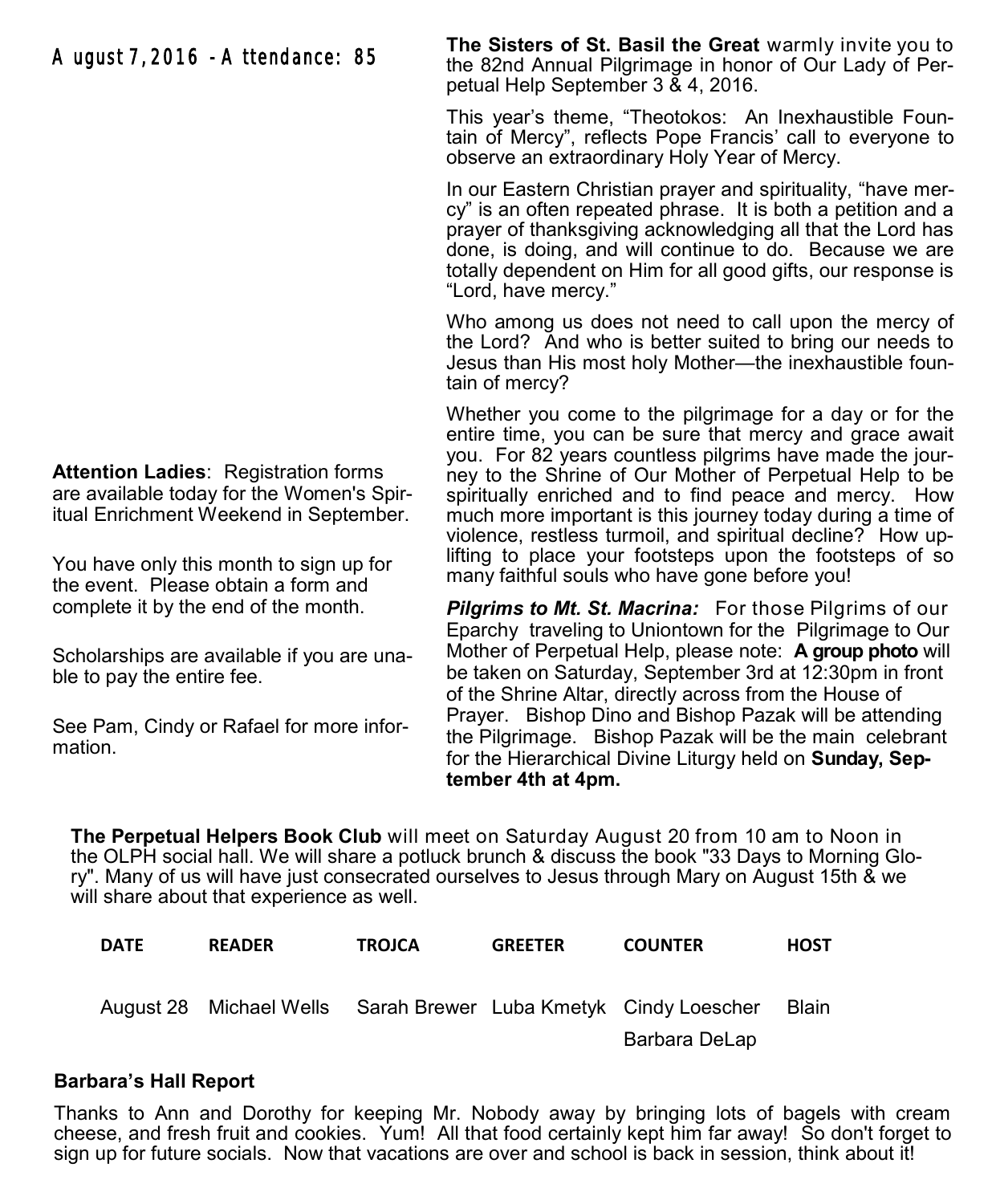August 7, 2016 - Attendance: 85

**Attention Ladies**: Registration forms are available today for the Women's Spiritual Enrichment Weekend in September.

You have only this month to sign up for the event. Please obtain a form and complete it by the end of the month.

Scholarships are available if you are unable to pay the entire fee.

See Pam, Cindy or Rafael for more information.

**The Sisters of St. Basil the Great** warmly invite you to the 82nd Annual Pilgrimage in honor of Our Lady of Perpetual Help September 3 & 4, 2016.

This year's theme, "Theotokos: An Inexhaustible Fountain of Mercy", reflects Pope Francis' call to everyone to observe an extraordinary Holy Year of Mercy.

In our Eastern Christian prayer and spirituality, "have mercy" is an often repeated phrase. It is both a petition and a prayer of thanksgiving acknowledging all that the Lord has done, is doing, and will continue to do. Because we are totally dependent on Him for all good gifts, our response is "Lord, have mercy."

Who among us does not need to call upon the mercy of the Lord? And who is better suited to bring our needs to Jesus than His most holy Mother—the inexhaustible fountain of mercy?

Whether you come to the pilgrimage for a day or for the entire time, you can be sure that mercy and grace await you. For 82 years countless pilgrims have made the journey to the Shrine of Our Mother of Perpetual Help to be spiritually enriched and to find peace and mercy. How much more important is this journey today during a time of violence, restless turmoil, and spiritual decline? How uplifting to place your footsteps upon the footsteps of so many faithful souls who have gone before you!

***Pilgrims to Mt. St. Macrina:*** For those Pilgrims of our Eparchy traveling to Uniontown for the Pilgrimage to Our Mother of Perpetual Help, please note: **A group photo** will be taken on Saturday, September 3rd at 12:30pm in front of the Shrine Altar, directly across from the House of Prayer. Bishop Dino and Bishop Pazak will be attending the Pilgrimage. Bishop Pazak will be the main celebrant for the Hierarchical Divine Liturgy held on **Sunday, September 4th at 4pm.**

**The Perpetual Helpers Book Club** will meet on Saturday August 20 from 10 am to Noon in the OLPH social hall. We will share a potluck brunch & discuss the book "33 Days to Morning Glory". Many of us will have just consecrated ourselves to Jesus through Mary on August 15th & we will share about that experience as well.

| DATE | READER | TROJCA | GREETER | COUNTER | HOST |
|---|---|---|---|---|---|
| August 28 | Michael Wells | Sarah Brewer | Luba Kmetyk | Cindy Loescher<br>Barbara DeLap | Blain |

**Barbara's Hall Report**

Thanks to Ann and Dorothy for keeping Mr. Nobody away by bringing lots of bagels with cream cheese, and fresh fruit and cookies. Yum! All that food certainly kept him far away! So don't forget to sign up for future socials. Now that vacations are over and school is back in session, think about it!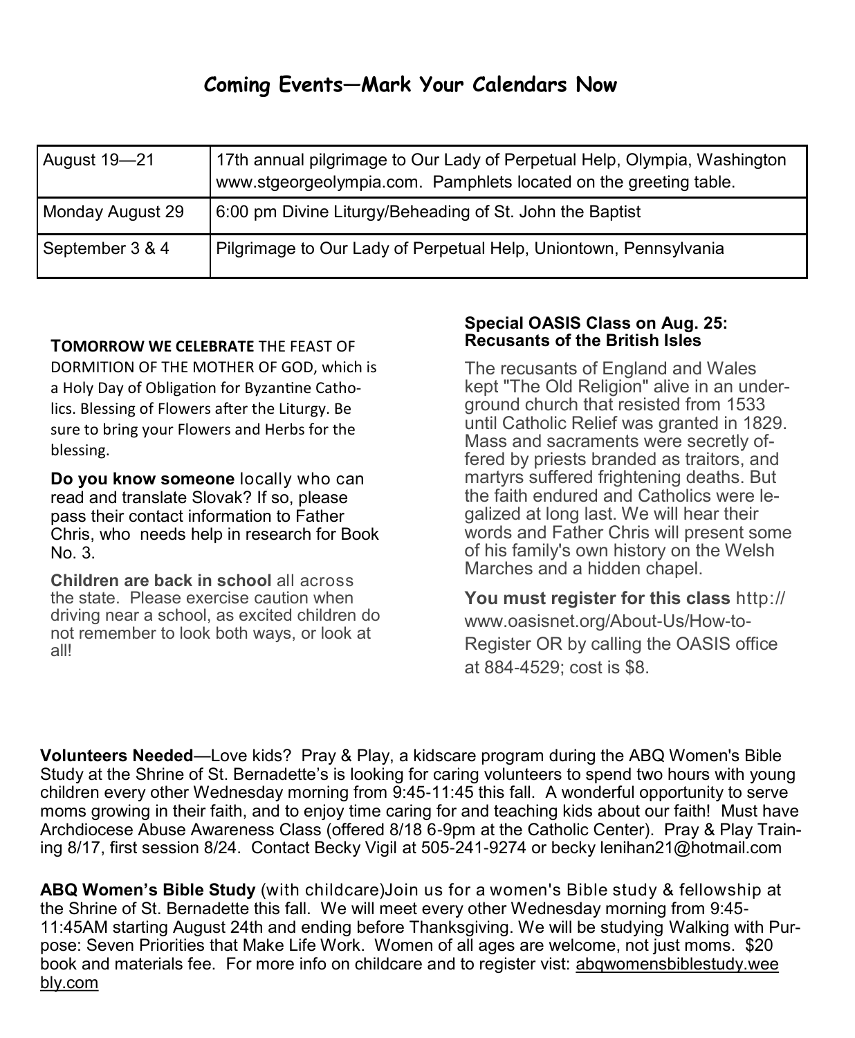## Coming Events—Mark Your Calendars Now

| | |
|---|---|
| August 19—21 | 17th annual pilgrimage to Our Lady of Perpetual Help, Olympia, Washington www.stgeorgeolympia.com. Pamphlets located on the greeting table. |
| Monday August 29 | 6:00 pm Divine Liturgy/Beheading of St. John the Baptist |
| September 3 & 4 | Pilgrimage to Our Lady of Perpetual Help, Uniontown, Pennsylvania |

**TOMORROW WE CELEBRATE** THE FEAST OF DORMITION OF THE MOTHER OF GOD, which is a Holy Day of Obligation for Byzantine Catholics. Blessing of Flowers after the Liturgy. Be sure to bring your Flowers and Herbs for the blessing.

**Do you know someone** locally who can read and translate Slovak? If so, please pass their contact information to Father Chris, who needs help in research for Book No. 3.

**Children are back in school** all across the state. Please exercise caution when driving near a school, as excited children do not remember to look both ways, or look at all!

**Special OASIS Class on Aug. 25: Recusants of the British Isles**

The recusants of England and Wales kept "The Old Religion" alive in an underground church that resisted from 1533 until Catholic Relief was granted in 1829. Mass and sacraments were secretly offered by priests branded as traitors, and martyrs suffered frightening deaths. But the faith endured and Catholics were legalized at long last. We will hear their words and Father Chris will present some of his family's own history on the Welsh Marches and a hidden chapel.

**You must register for this class** http://www.oasisnet.org/About-Us/How-to-Register OR by calling the OASIS office at 884-4529; cost is $8.

**Volunteers Needed**—Love kids? Pray & Play, a kidscare program during the ABQ Women's Bible Study at the Shrine of St. Bernadette's is looking for caring volunteers to spend two hours with young children every other Wednesday morning from 9:45-11:45 this fall. A wonderful opportunity to serve moms growing in their faith, and to enjoy time caring for and teaching kids about our faith! Must have Archdiocese Abuse Awareness Class (offered 8/18 6-9pm at the Catholic Center). Pray & Play Training 8/17, first session 8/24. Contact Becky Vigil at 505-241-9274 or becky lenihan21@hotmail.com

**ABQ Women's Bible Study** (with childcare)Join us for a women's Bible study & fellowship at the Shrine of St. Bernadette this fall. We will meet every other Wednesday morning from 9:45-11:45AM starting August 24th and ending before Thanksgiving. We will be studying Walking with Purpose: Seven Priorities that Make Life Work. Women of all ages are welcome, not just moms. $20 book and materials fee. For more info on childcare and to register vist: abqwomensbiblestudy.weebly.com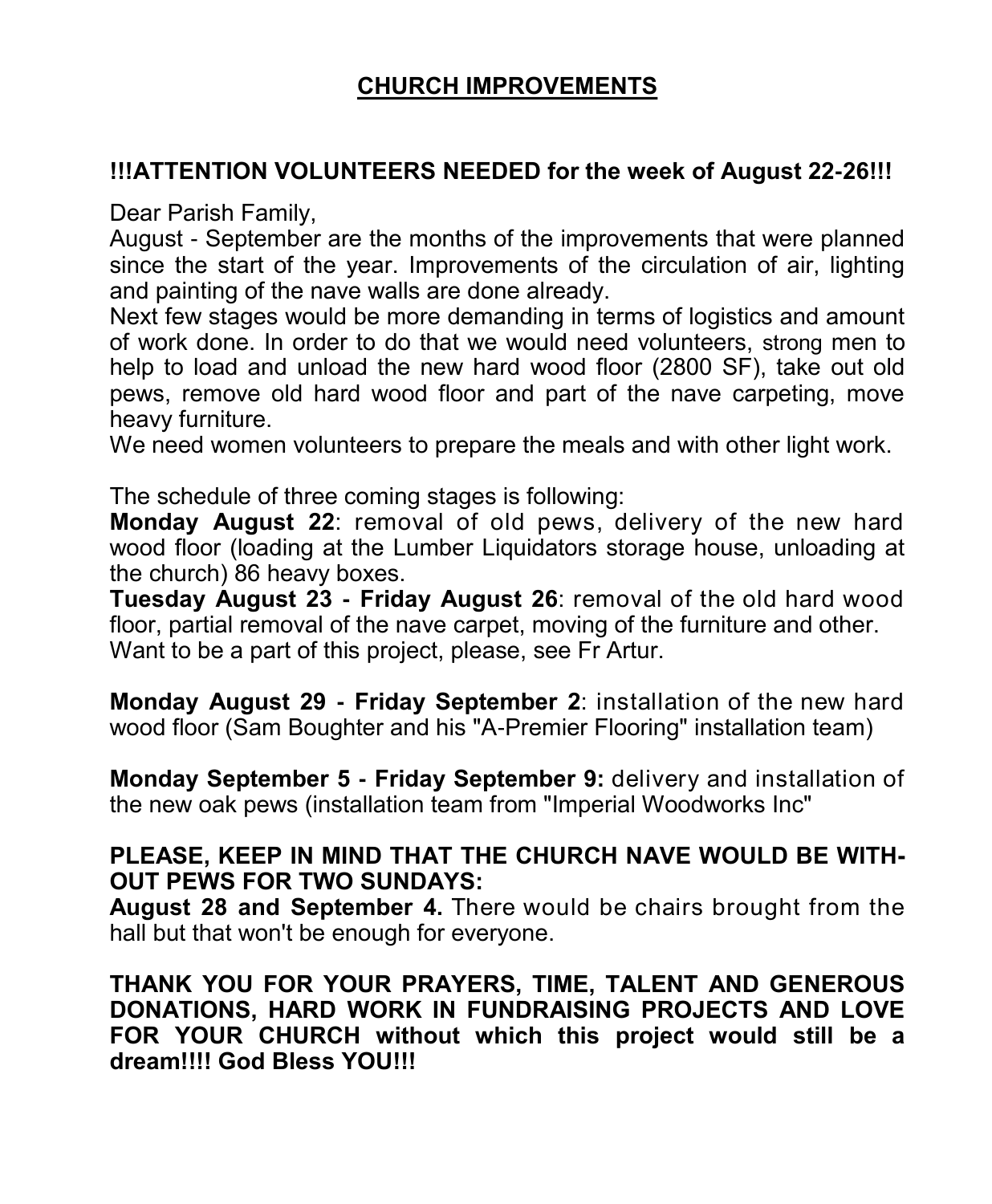# CHURCH IMPROVEMENTS

**!!!ATTENTION VOLUNTEERS NEEDED for the week of August 22-26!!!**

Dear Parish Family,
August - September are the months of the improvements that were planned since the start of the year. Improvements of the circulation of air, lighting and painting of the nave walls are done already.
Next few stages would be more demanding in terms of logistics and amount of work done. In order to do that we would need volunteers, strong men to help to load and unload the new hard wood floor (2800 SF), take out old pews, remove old hard wood floor and part of the nave carpeting, move heavy furniture.
We need women volunteers to prepare the meals and with other light work.

The schedule of three coming stages is following:
**Monday August 22**: removal of old pews, delivery of the new hard wood floor (loading at the Lumber Liquidators storage house, unloading at the church) 86 heavy boxes.
**Tuesday August 23 - Friday August 26**: removal of the old hard wood floor, partial removal of the nave carpet, moving of the furniture and other.
Want to be a part of this project, please, see Fr Artur.

**Monday August 29 - Friday September 2**: installation of the new hard wood floor (Sam Boughter and his "A-Premier Flooring" installation team)

**Monday September 5 - Friday September 9:** delivery and installation of the new oak pews (installation team from "Imperial Woodworks Inc"

**PLEASE, KEEP IN MIND THAT THE CHURCH NAVE WOULD BE WITHOUT PEWS FOR TWO SUNDAYS:**
**August 28 and September 4.** There would be chairs brought from the hall but that won't be enough for everyone.

**THANK YOU FOR YOUR PRAYERS, TIME, TALENT AND GENEROUS DONATIONS, HARD WORK IN FUNDRAISING PROJECTS AND LOVE FOR YOUR CHURCH without which this project would still be a dream!!!! God Bless YOU!!!**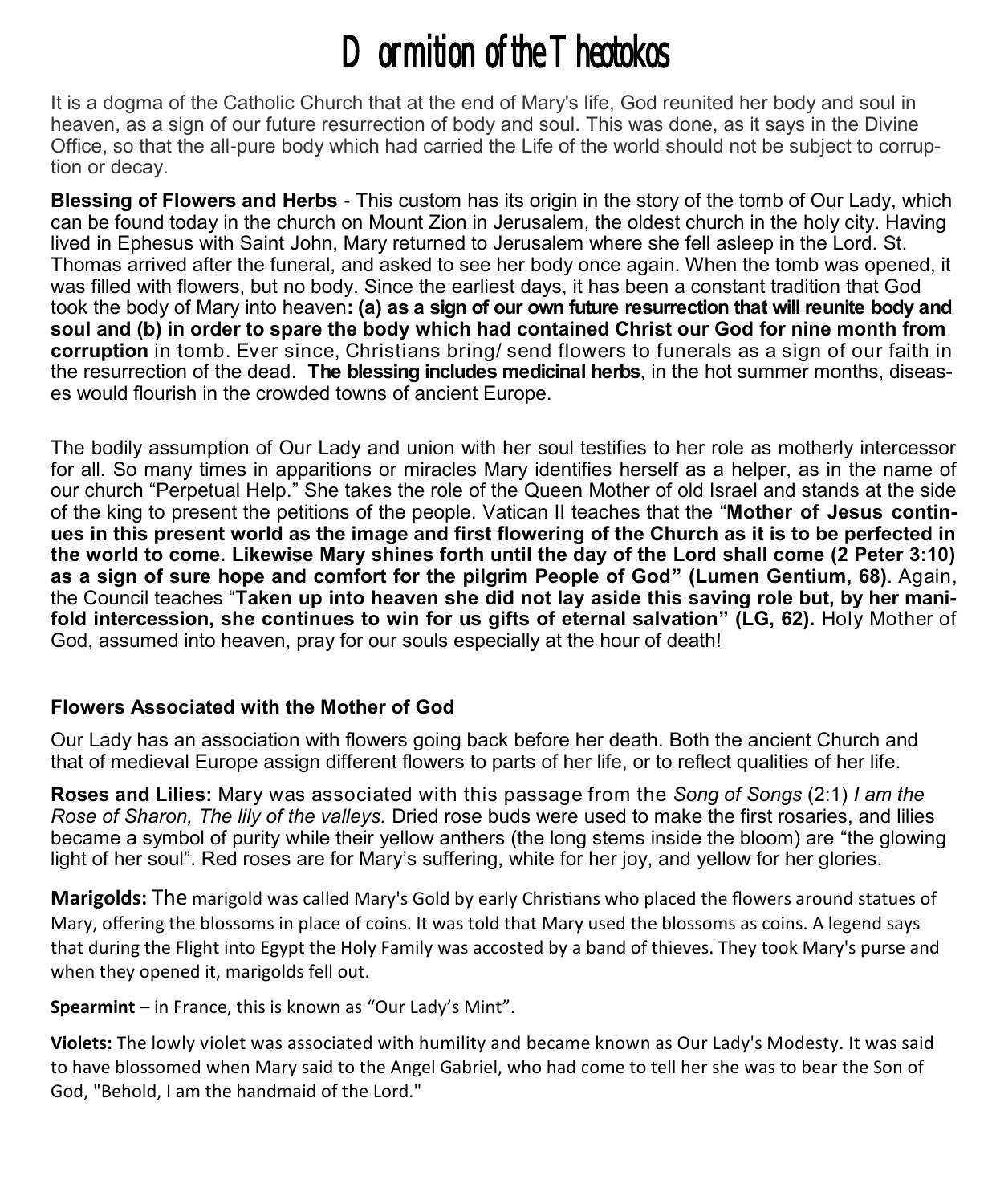# Dormition of the Theotokos

It is a dogma of the Catholic Church that at the end of Mary's life, God reunited her body and soul in heaven, as a sign of our future resurrection of body and soul. This was done, as it says in the Divine Office, so that the all-pure body which had carried the Life of the world should not be subject to corruption or decay.

**Blessing of Flowers and Herbs** - This custom has its origin in the story of the tomb of Our Lady, which can be found today in the church on Mount Zion in Jerusalem, the oldest church in the holy city. Having lived in Ephesus with Saint John, Mary returned to Jerusalem where she fell asleep in the Lord. St. Thomas arrived after the funeral, and asked to see her body once again. When the tomb was opened, it was filled with flowers, but no body. Since the earliest days, it has been a constant tradition that God took the body of Mary into heaven**: (a) as a sign of our own future resurrection that will reunite body and soul and (b) in order to spare the body which had contained Christ our God for nine month from corruption** in tomb. Ever since, Christians bring/ send flowers to funerals as a sign of our faith in the resurrection of the dead. **The blessing includes medicinal herbs**, in the hot summer months, diseases would flourish in the crowded towns of ancient Europe.

The bodily assumption of Our Lady and union with her soul testifies to her role as motherly intercessor for all. So many times in apparitions or miracles Mary identifies herself as a helper, as in the name of our church "Perpetual Help." She takes the role of the Queen Mother of old Israel and stands at the side of the king to present the petitions of the people. Vatican II teaches that the "**Mother of Jesus continues in this present world as the image and first flowering of the Church as it is to be perfected in the world to come. Likewise Mary shines forth until the day of the Lord shall come (2 Peter 3:10) as a sign of sure hope and comfort for the pilgrim People of God" (Lumen Gentium, 68)**. Again, the Council teaches "**Taken up into heaven she did not lay aside this saving role but, by her manifold intercession, she continues to win for us gifts of eternal salvation" (LG, 62).** Holy Mother of God, assumed into heaven, pray for our souls especially at the hour of death!

### Flowers Associated with the Mother of God

Our Lady has an association with flowers going back before her death. Both the ancient Church and that of medieval Europe assign different flowers to parts of her life, or to reflect qualities of her life.

**Roses and Lilies:** Mary was associated with this passage from the *Song of Songs* (2:1) *I am the Rose of Sharon, The lily of the valleys.* Dried rose buds were used to make the first rosaries, and lilies became a symbol of purity while their yellow anthers (the long stems inside the bloom) are "the glowing light of her soul". Red roses are for Mary's suffering, white for her joy, and yellow for her glories.

**Marigolds:** The marigold was called Mary's Gold by early Christians who placed the flowers around statues of Mary, offering the blossoms in place of coins. It was told that Mary used the blossoms as coins. A legend says that during the Flight into Egypt the Holy Family was accosted by a band of thieves. They took Mary's purse and when they opened it, marigolds fell out.

**Spearmint** – in France, this is known as "Our Lady's Mint".

**Violets:** The lowly violet was associated with humility and became known as Our Lady's Modesty. It was said to have blossomed when Mary said to the Angel Gabriel, who had come to tell her she was to bear the Son of God, "Behold, I am the handmaid of the Lord."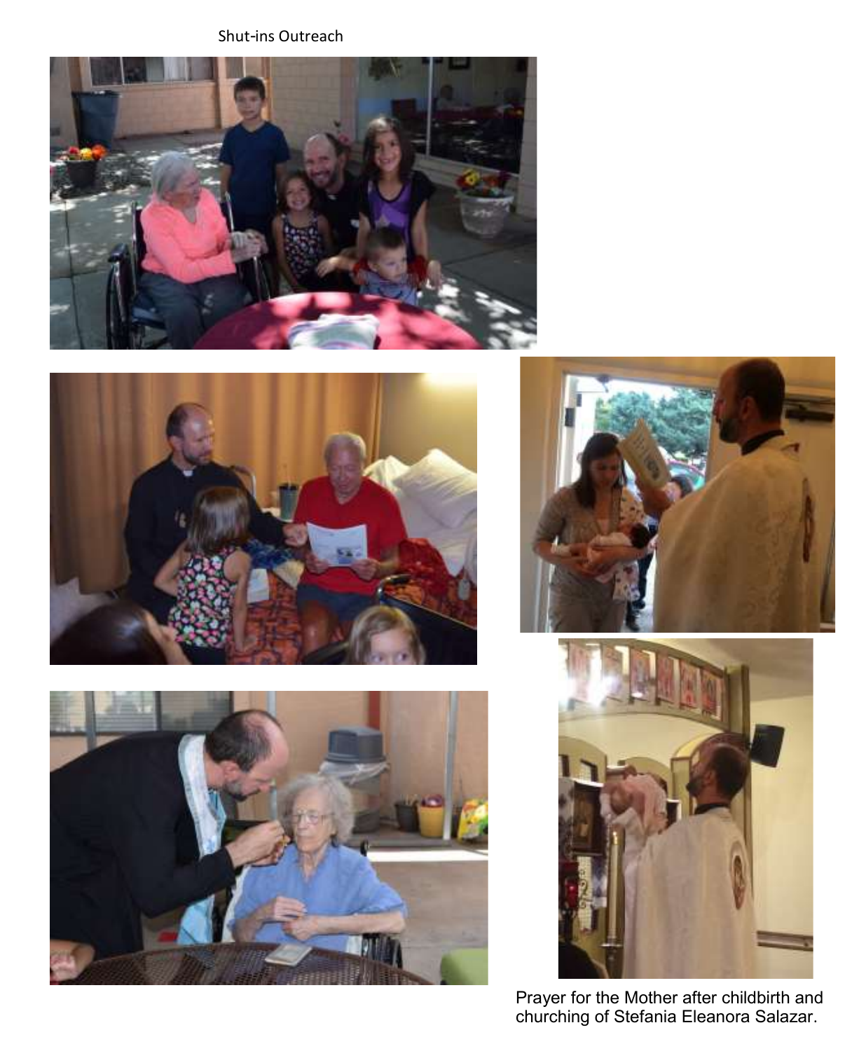Shut-ins Outreach

Prayer for the Mother after childbirth and churching of Stefania Eleanora Salazar.